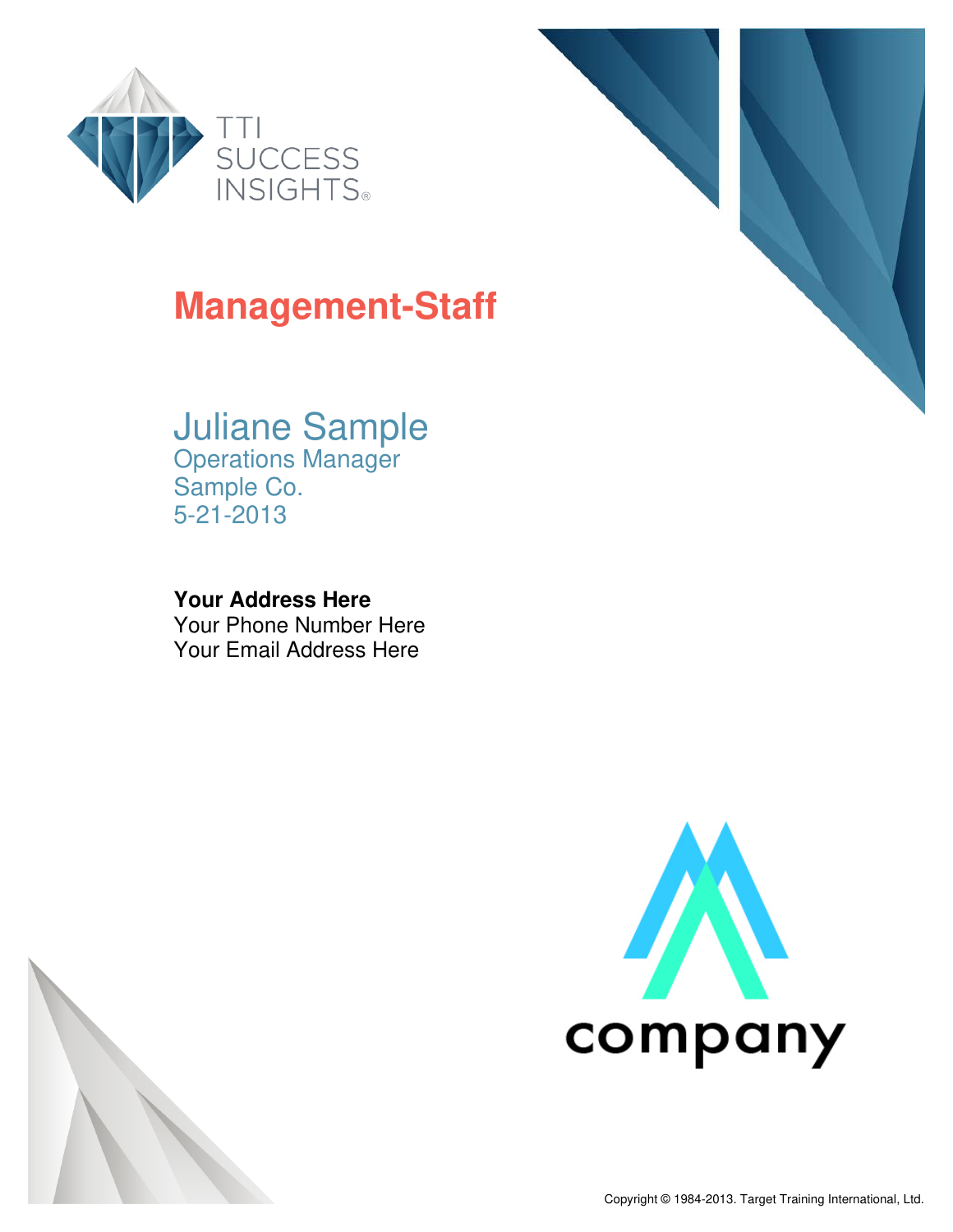TTI SUCCESS INSIGHTS®

# Management-Staff

## Juliane Sample

Operations Manager
Sample Co.
5-21-2013

**Your Address Here**
Your Phone Number Here
Your Email Address Here

company

Copyright © 1984-2013. Target Training International, Ltd.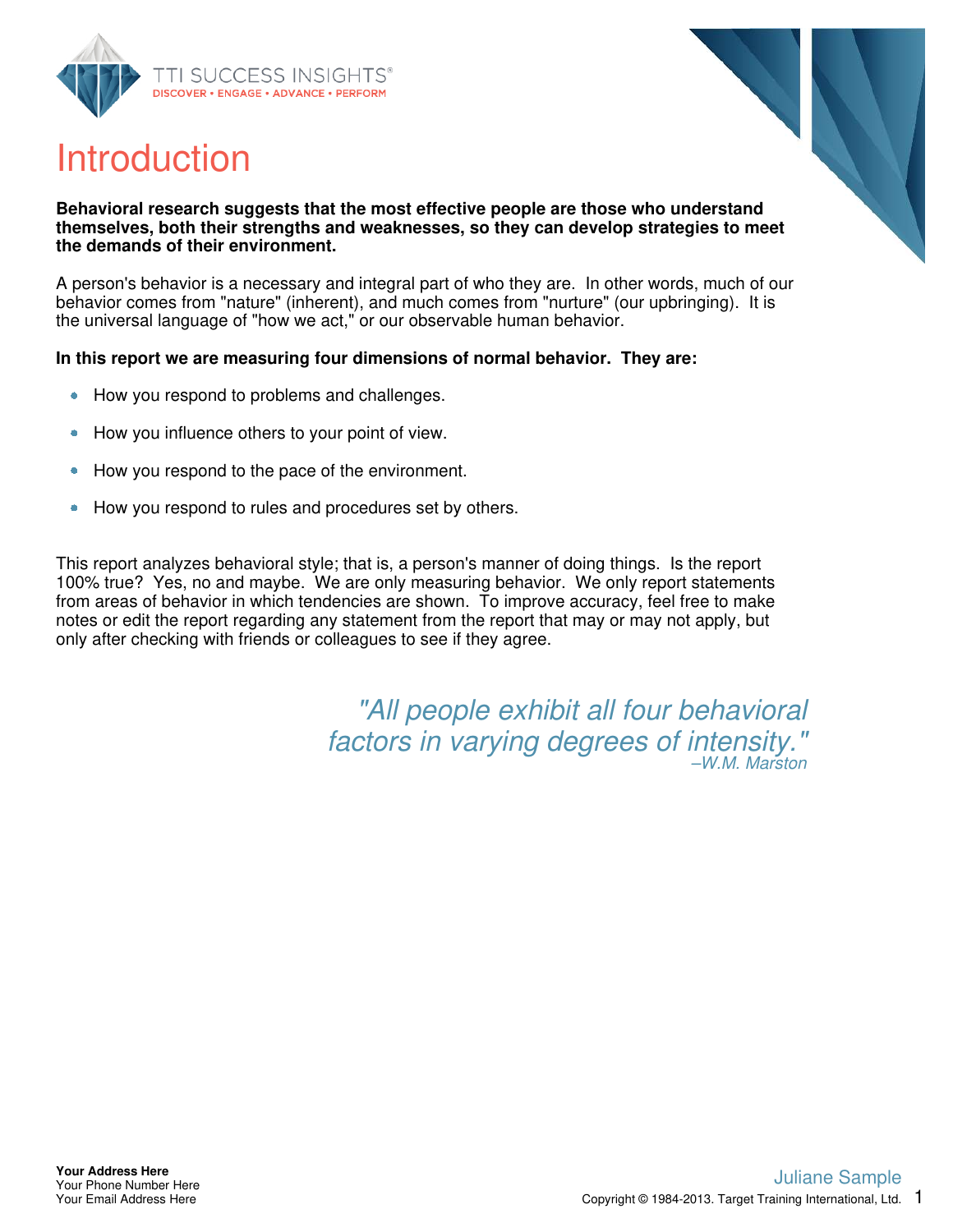# Introduction

**Behavioral research suggests that the most effective people are those who understand themselves, both their strengths and weaknesses, so they can develop strategies to meet the demands of their environment.**

A person's behavior is a necessary and integral part of who they are. In other words, much of our behavior comes from "nature" (inherent), and much comes from "nurture" (our upbringing). It is the universal language of "how we act," or our observable human behavior.

**In this report we are measuring four dimensions of normal behavior. They are:**

- How you respond to problems and challenges.
- How you influence others to your point of view.
- How you respond to the pace of the environment.
- How you respond to rules and procedures set by others.

This report analyzes behavioral style; that is, a person's manner of doing things. Is the report 100% true? Yes, no and maybe. We are only measuring behavior. We only report statements from areas of behavior in which tendencies are shown. To improve accuracy, feel free to make notes or edit the report regarding any statement from the report that may or may not apply, but only after checking with friends or colleagues to see if they agree.

*"All people exhibit all four behavioral factors in varying degrees of intensity."*
*–W.M. Marston*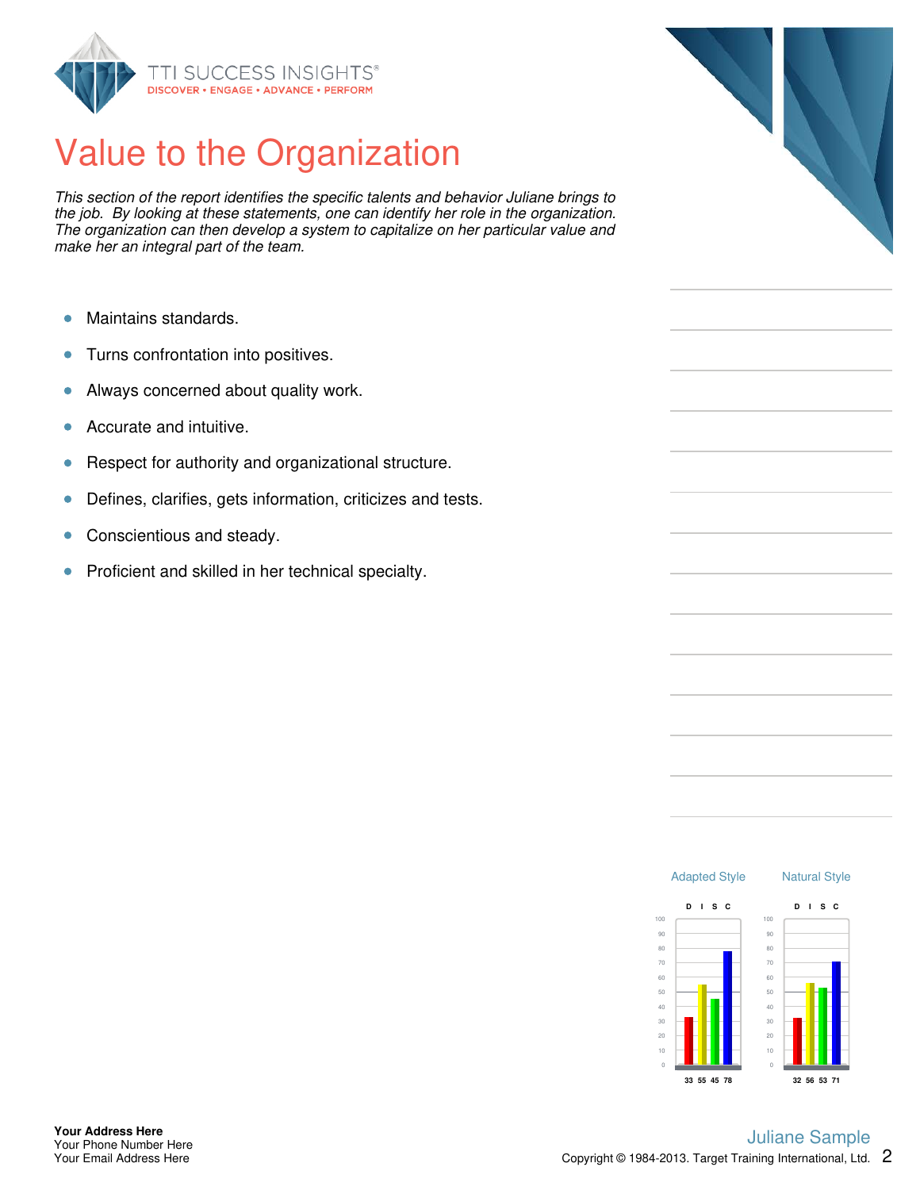# Value to the Organization

*This section of the report identifies the specific talents and behavior Juliane brings to the job. By looking at these statements, one can identify her role in the organization. The organization can then develop a system to capitalize on her particular value and make her an integral part of the team.*

- Maintains standards.
- Turns confrontation into positives.
- Always concerned about quality work.
- Accurate and intuitive.
- Respect for authority and organizational structure.
- Defines, clarifies, gets information, criticizes and tests.
- Conscientious and steady.
- Proficient and skilled in her technical specialty.

| | D | I | S | C |
|---|---|---|---|---|
| Adapted Style | 33 | 55 | 45 | 78 |
| Natural Style | 32 | 56 | 53 | 71 |

**Your Address Here**
Your Phone Number Here
Your Email Address Here

Juliane Sample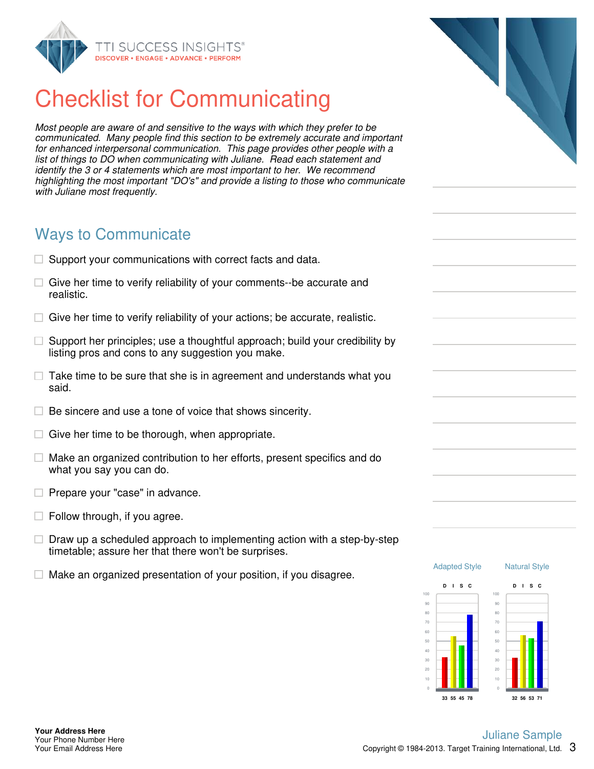# Checklist for Communicating

*Most people are aware of and sensitive to the ways with which they prefer to be communicated. Many people find this section to be extremely accurate and important for enhanced interpersonal communication. This page provides other people with a list of things to DO when communicating with Juliane. Read each statement and identify the 3 or 4 statements which are most important to her. We recommend highlighting the most important "DO's" and provide a listing to those who communicate with Juliane most frequently.*

## Ways to Communicate

- ☐ Support your communications with correct facts and data.
- ☐ Give her time to verify reliability of your comments--be accurate and realistic.
- ☐ Give her time to verify reliability of your actions; be accurate, realistic.
- ☐ Support her principles; use a thoughtful approach; build your credibility by listing pros and cons to any suggestion you make.
- ☐ Take time to be sure that she is in agreement and understands what you said.
- ☐ Be sincere and use a tone of voice that shows sincerity.
- ☐ Give her time to be thorough, when appropriate.
- ☐ Make an organized contribution to her efforts, present specifics and do what you say you can do.
- ☐ Prepare your "case" in advance.
- ☐ Follow through, if you agree.
- ☐ Draw up a scheduled approach to implementing action with a step-by-step timetable; assure her that there won't be surprises.
- ☐ Make an organized presentation of your position, if you disagree.

| | D | I | S | C |
|---|---|---|---|---|
| Adapted Style | 33 | 55 | 45 | 78 |
| Natural Style | 32 | 56 | 53 | 71 |

**Your Address Here**
Your Phone Number Here
Your Email Address Here

Juliane Sample
Copyright © 1984-2013. Target Training International, Ltd.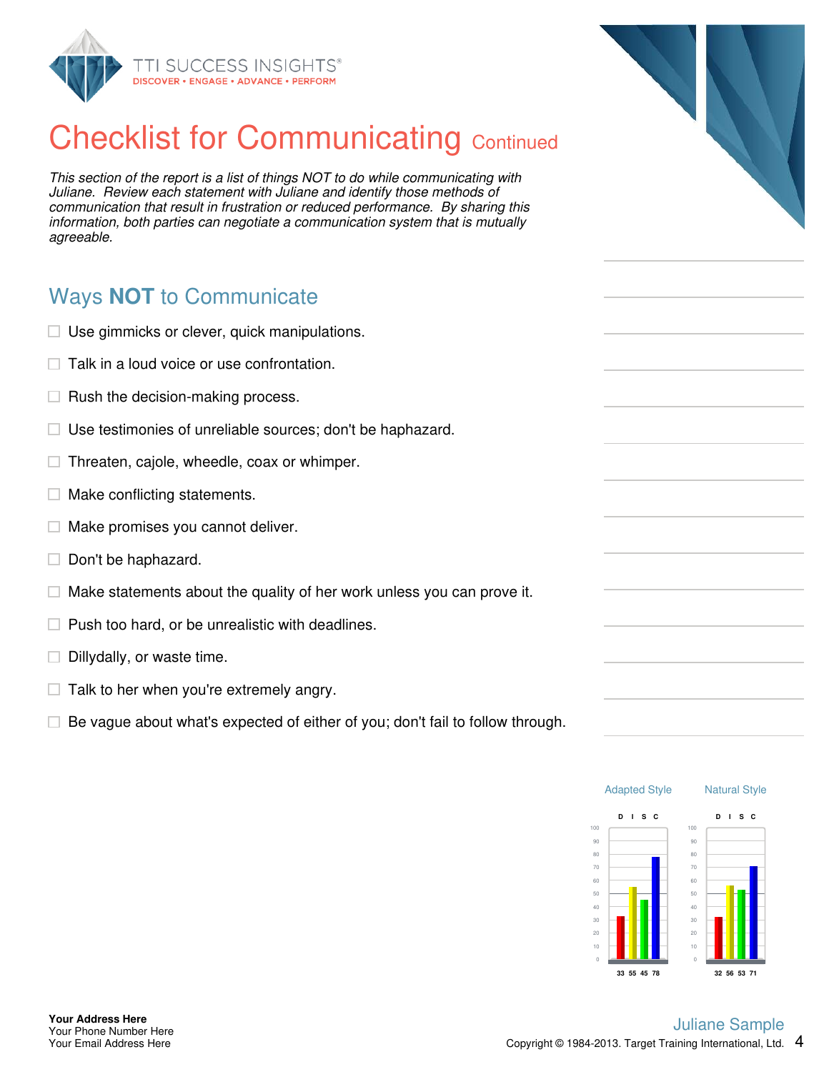# Checklist for Communicating Continued

*This section of the report is a list of things NOT to do while communicating with Juliane. Review each statement with Juliane and identify those methods of communication that result in frustration or reduced performance. By sharing this information, both parties can negotiate a communication system that is mutually agreeable.*

## Ways **NOT** to Communicate

- ☐ Use gimmicks or clever, quick manipulations.
- ☐ Talk in a loud voice or use confrontation.
- ☐ Rush the decision-making process.
- ☐ Use testimonies of unreliable sources; don't be haphazard.
- ☐ Threaten, cajole, wheedle, coax or whimper.
- ☐ Make conflicting statements.
- ☐ Make promises you cannot deliver.
- ☐ Don't be haphazard.
- ☐ Make statements about the quality of her work unless you can prove it.
- ☐ Push too hard, or be unrealistic with deadlines.
- ☐ Dillydally, or waste time.
- ☐ Talk to her when you're extremely angry.
- ☐ Be vague about what's expected of either of you; don't fail to follow through.

| | D | I | S | C |
|---|---|---|---|---|
| Adapted Style | 33 | 55 | 45 | 78 |
| Natural Style | 32 | 56 | 53 | 71 |

Your Address Here
Your Phone Number Here
Your Email Address Here

Juliane Sample
Copyright © 1984-2013. Target Training International, Ltd.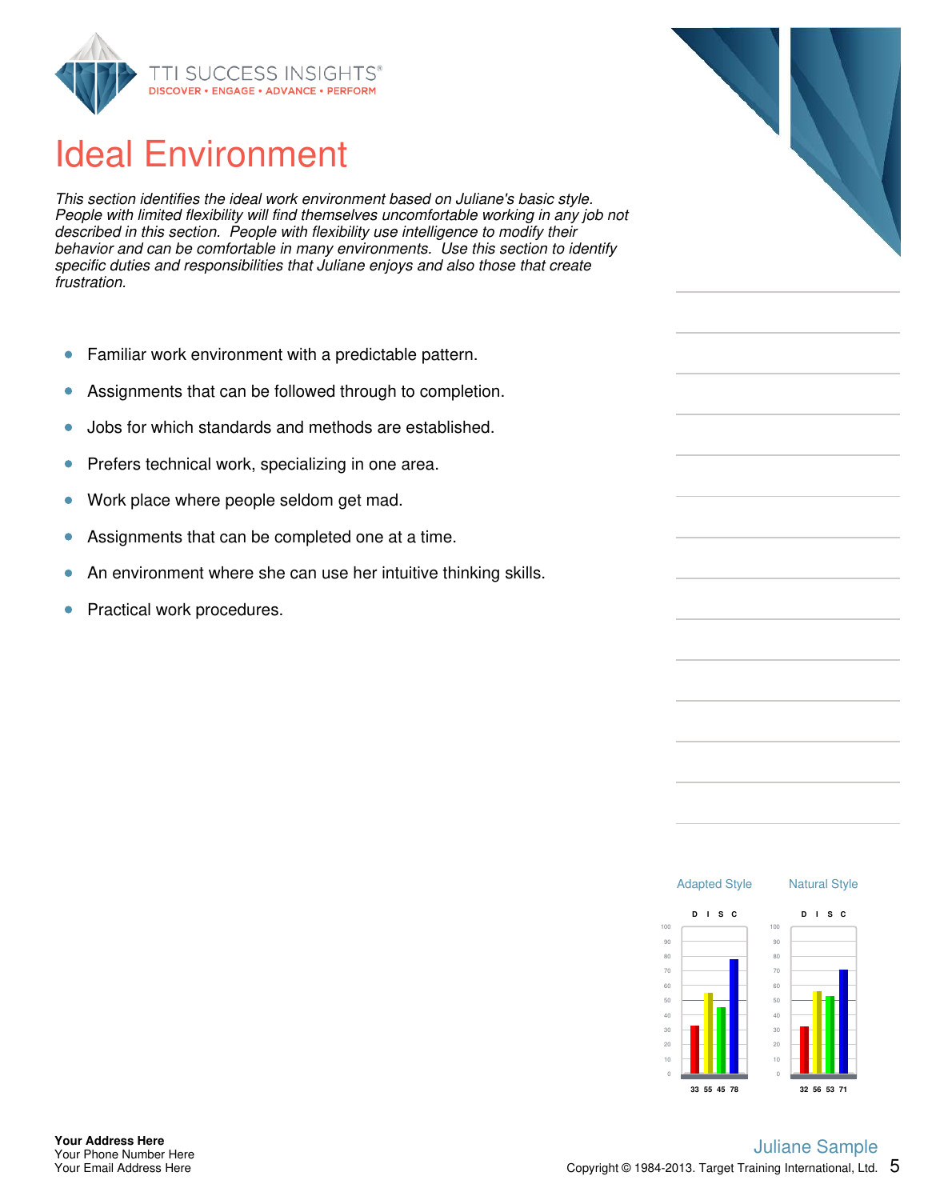# Ideal Environment

*This section identifies the ideal work environment based on Juliane's basic style. People with limited flexibility will find themselves uncomfortable working in any job not described in this section. People with flexibility use intelligence to modify their behavior and can be comfortable in many environments. Use this section to identify specific duties and responsibilities that Juliane enjoys and also those that create frustration.*

- Familiar work environment with a predictable pattern.
- Assignments that can be followed through to completion.
- Jobs for which standards and methods are established.
- Prefers technical work, specializing in one area.
- Work place where people seldom get mad.
- Assignments that can be completed one at a time.
- An environment where she can use her intuitive thinking skills.
- Practical work procedures.

| | D | I | S | C |
|---|---|---|---|---|
| Adapted Style | 33 | 55 | 45 | 78 |
| Natural Style | 32 | 56 | 53 | 71 |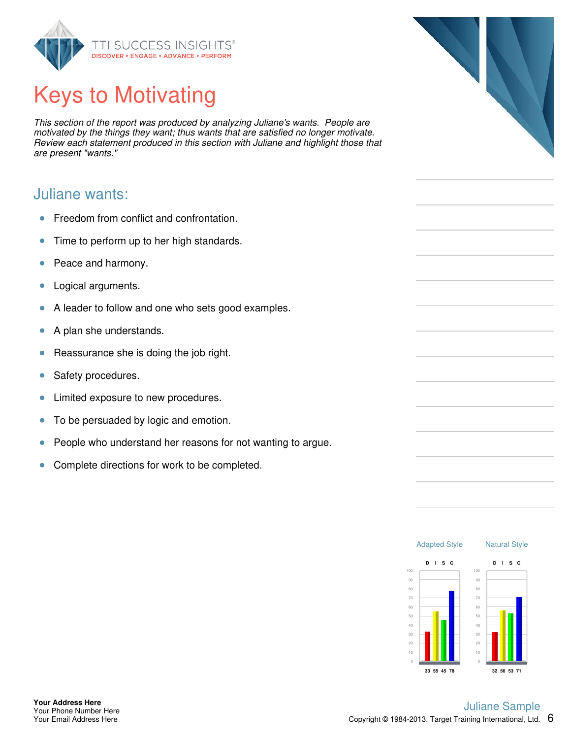# Keys to Motivating

*This section of the report was produced by analyzing Juliane's wants. People are motivated by the things they want; thus wants that are satisfied no longer motivate. Review each statement produced in this section with Juliane and highlight those that are present "wants."*

## Juliane wants:

- Freedom from conflict and confrontation.
- Time to perform up to her high standards.
- Peace and harmony.
- Logical arguments.
- A leader to follow and one who sets good examples.
- A plan she understands.
- Reassurance she is doing the job right.
- Safety procedures.
- Limited exposure to new procedures.
- To be persuaded by logic and emotion.
- People who understand her reasons for not wanting to argue.
- Complete directions for work to be completed.

| | D | I | S | C |
|---|---|---|---|---|
| Adapted Style | 33 | 55 | 45 | 78 |
| Natural Style | 32 | 56 | 53 | 71 |

**Your Address Here**
Your Phone Number Here
Your Email Address Here

Juliane Sample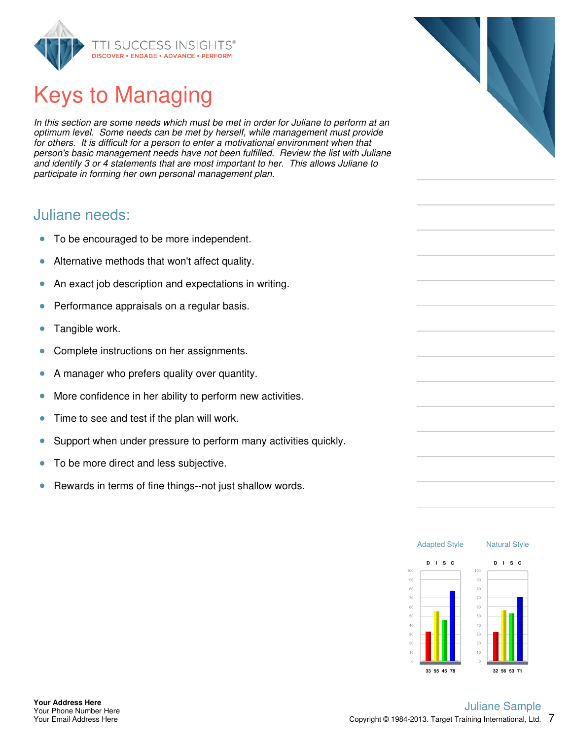# Keys to Managing

*In this section are some needs which must be met in order for Juliane to perform at an optimum level. Some needs can be met by herself, while management must provide for others. It is difficult for a person to enter a motivational environment when that person's basic management needs have not been fulfilled. Review the list with Juliane and identify 3 or 4 statements that are most important to her. This allows Juliane to participate in forming her own personal management plan.*

## Juliane needs:

- To be encouraged to be more independent.
- Alternative methods that won't affect quality.
- An exact job description and expectations in writing.
- Performance appraisals on a regular basis.
- Tangible work.
- Complete instructions on her assignments.
- A manager who prefers quality over quantity.
- More confidence in her ability to perform new activities.
- Time to see and test if the plan will work.
- Support when under pressure to perform many activities quickly.
- To be more direct and less subjective.
- Rewards in terms of fine things--not just shallow words.

| | D | I | S | C |
|---|---|---|---|---|
| Adapted Style | 33 | 55 | 45 | 78 |
| Natural Style | 32 | 56 | 53 | 71 |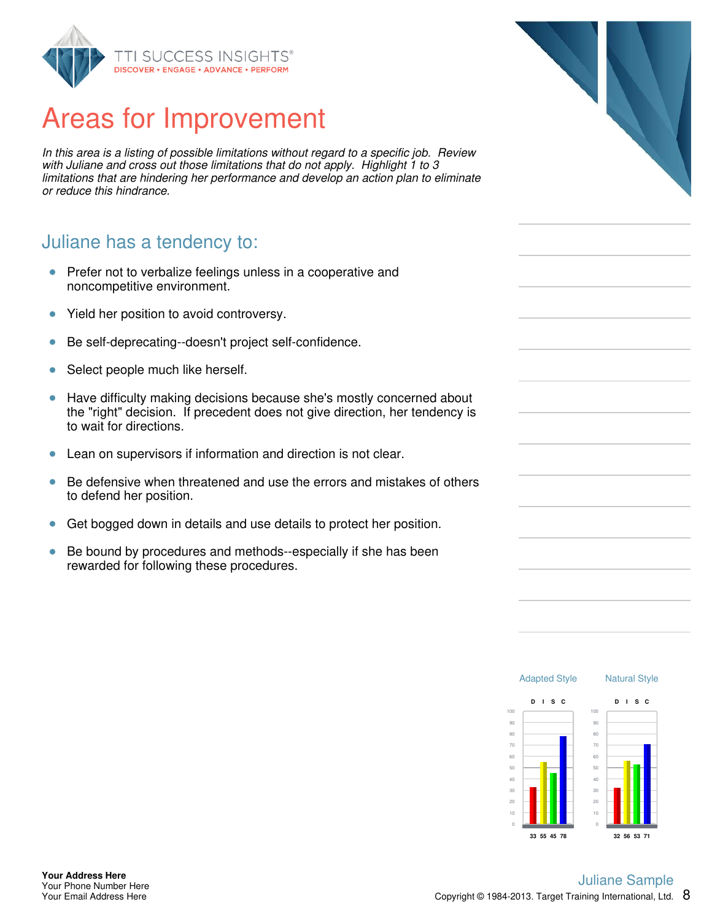# Areas for Improvement

*In this area is a listing of possible limitations without regard to a specific job. Review with Juliane and cross out those limitations that do not apply. Highlight 1 to 3 limitations that are hindering her performance and develop an action plan to eliminate or reduce this hindrance.*

## Juliane has a tendency to:

- Prefer not to verbalize feelings unless in a cooperative and noncompetitive environment.
- Yield her position to avoid controversy.
- Be self-deprecating--doesn't project self-confidence.
- Select people much like herself.
- Have difficulty making decisions because she's mostly concerned about the "right" decision. If precedent does not give direction, her tendency is to wait for directions.
- Lean on supervisors if information and direction is not clear.
- Be defensive when threatened and use the errors and mistakes of others to defend her position.
- Get bogged down in details and use details to protect her position.
- Be bound by procedures and methods--especially if she has been rewarded for following these procedures.

| | D | I | S | C |
|---|---|---|---|---|
| Adapted Style | 33 | 55 | 45 | 78 |
| Natural Style | 32 | 56 | 53 | 71 |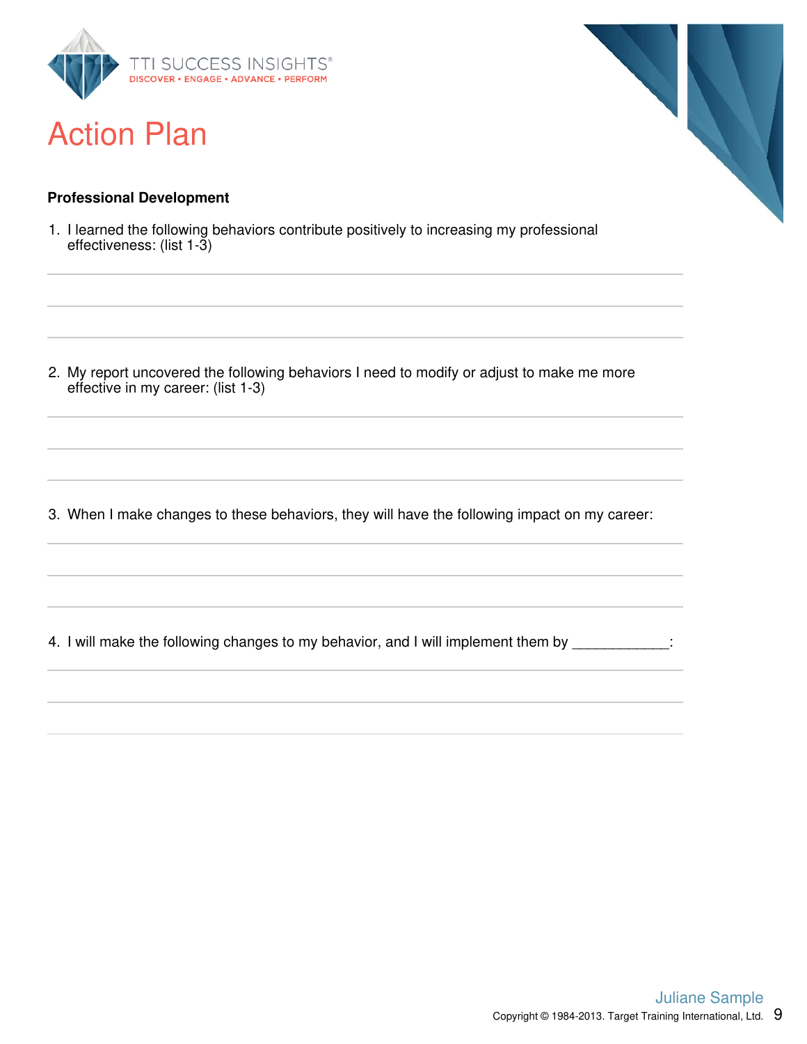# Action Plan

**Professional Development**

1. I learned the following behaviors contribute positively to increasing my professional effectiveness: (list 1-3)

2. My report uncovered the following behaviors I need to modify or adjust to make me more effective in my career: (list 1-3)

3. When I make changes to these behaviors, they will have the following impact on my career:

4. I will make the following changes to my behavior, and I will implement them by ____________: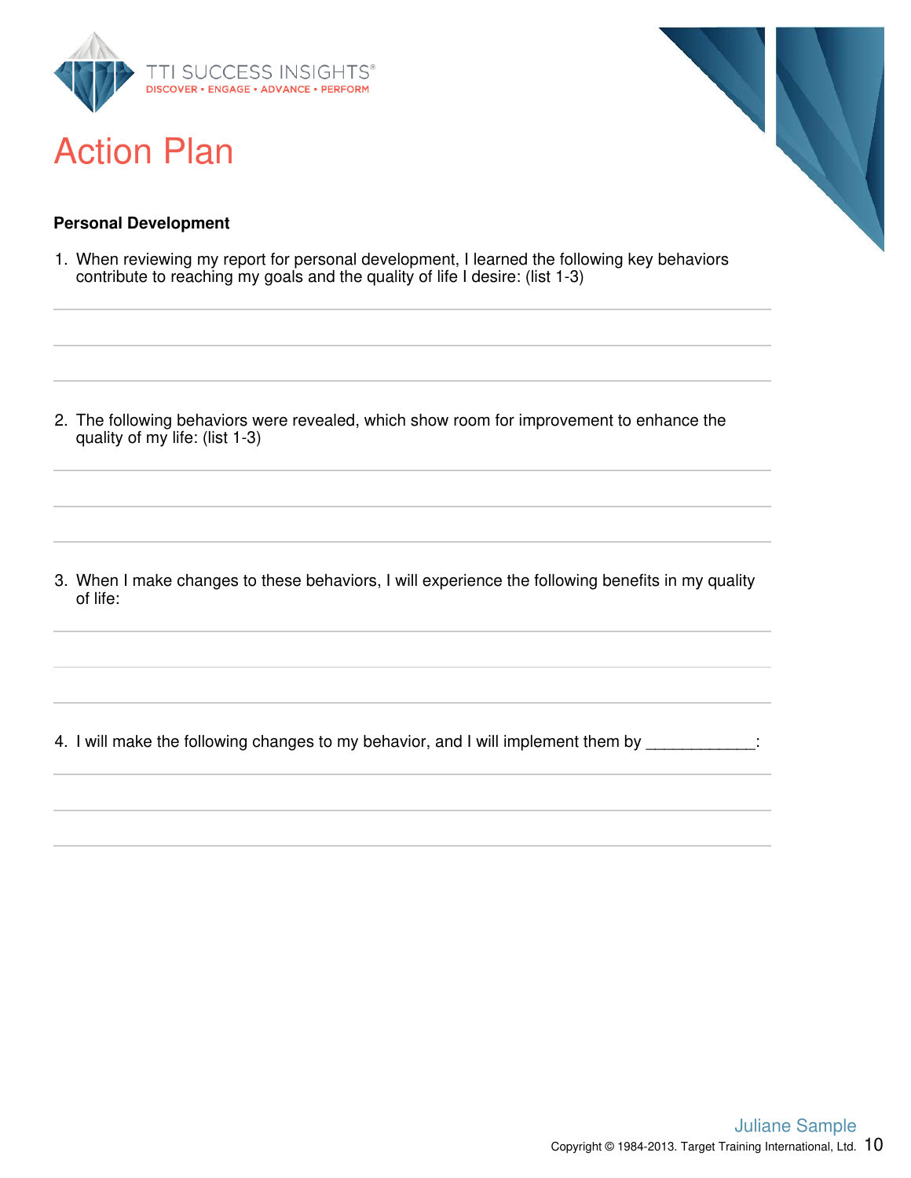# Action Plan

**Personal Development**

1. When reviewing my report for personal development, I learned the following key behaviors contribute to reaching my goals and the quality of life I desire: (list 1-3)

2. The following behaviors were revealed, which show room for improvement to enhance the quality of my life: (list 1-3)

3. When I make changes to these behaviors, I will experience the following benefits in my quality of life:

4. I will make the following changes to my behavior, and I will implement them by ____________: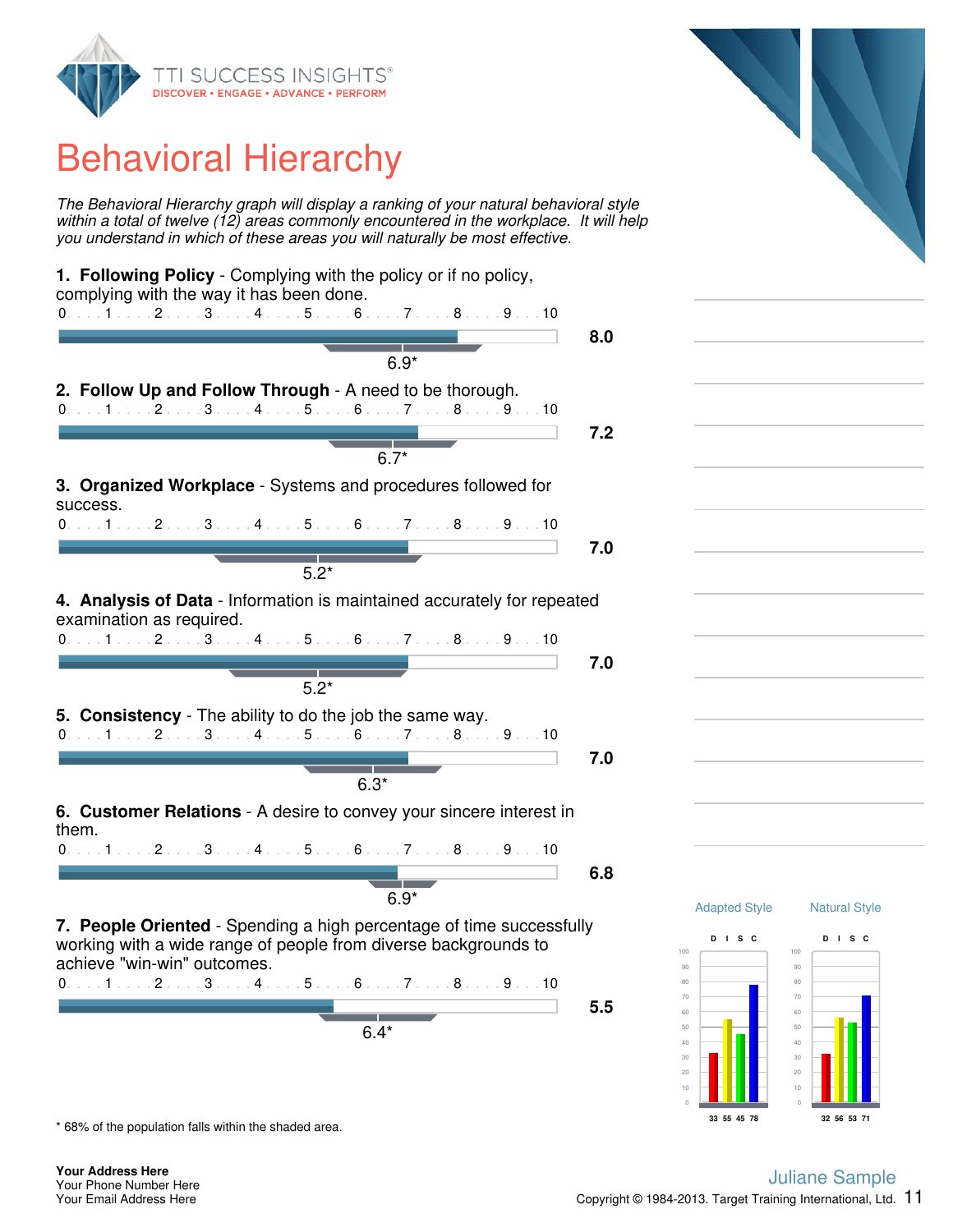# Behavioral Hierarchy

*The Behavioral Hierarchy graph will display a ranking of your natural behavioral style within a total of twelve (12) areas commonly encountered in the workplace. It will help you understand in which of these areas you will naturally be most effective.*

**1. Following Policy** - Complying with the policy or if no policy, complying with the way it has been done.

Score: **8.0** (6.9*)

**2. Follow Up and Follow Through** - A need to be thorough.

Score: **7.2** (6.7*)

**3. Organized Workplace** - Systems and procedures followed for success.

Score: **7.0** (5.2*)

**4. Analysis of Data** - Information is maintained accurately for repeated examination as required.

Score: **7.0** (5.2*)

**5. Consistency** - The ability to do the job the same way.

Score: **7.0** (6.3*)

**6. Customer Relations** - A desire to convey your sincere interest in them.

Score: **6.8** (6.9*)

**7. People Oriented** - Spending a high percentage of time successfully working with a wide range of people from diverse backgrounds to achieve "win-win" outcomes.

Score: **5.5** (6.4*)

\* 68% of the population falls within the shaded area.

| | D | I | S | C |
|---|---|---|---|---|
| Adapted Style | 33 | 55 | 45 | 78 |
| Natural Style | 32 | 56 | 53 | 71 |

**Your Address Here**
Your Phone Number Here
Your Email Address Here

Juliane Sample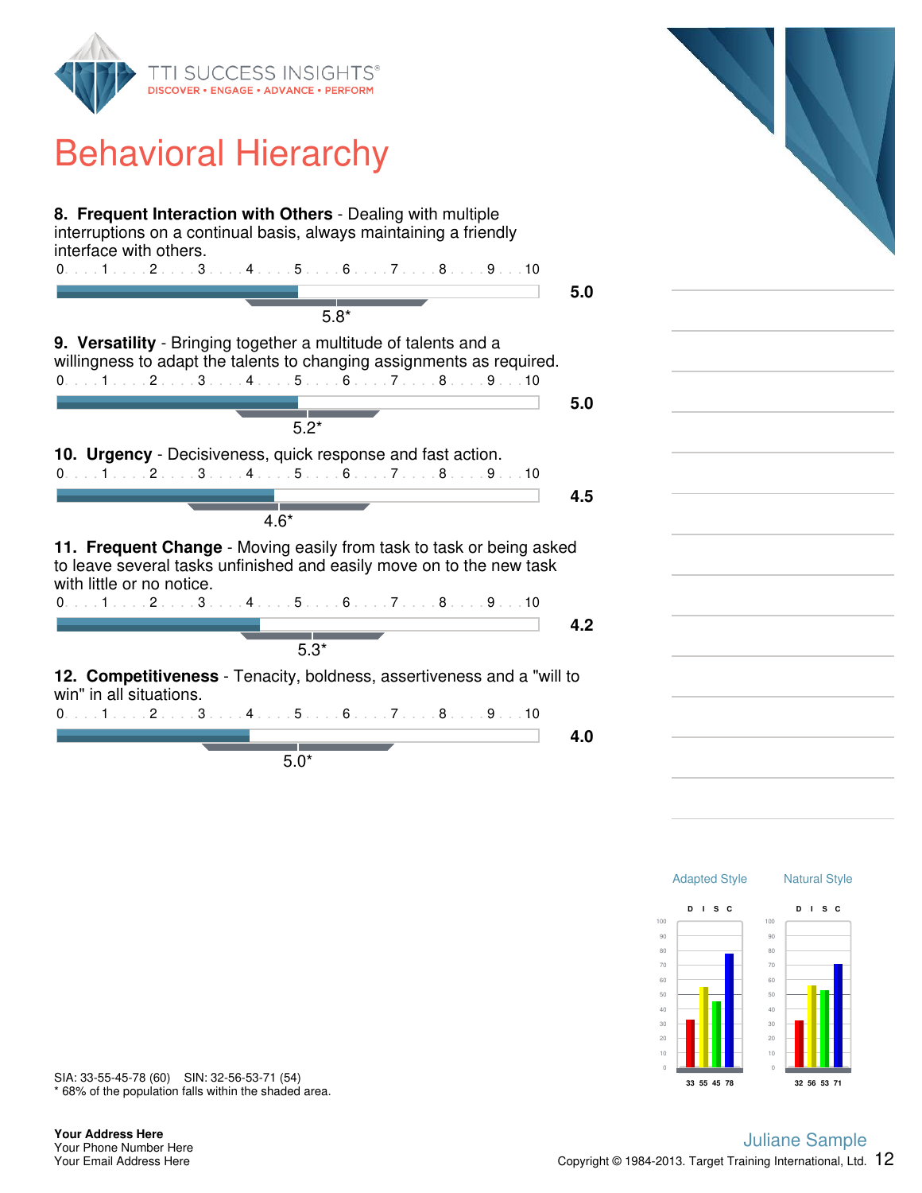TTI SUCCESS INSIGHTS®
DISCOVER • ENGAGE • ADVANCE • PERFORM

# Behavioral Hierarchy

**8. Frequent Interaction with Others** - Dealing with multiple interruptions on a continual basis, always maintaining a friendly interface with others.

0 . . . 1 . . . 2 . . . 3 . . . 4 . . . 5 . . . 6 . . . 7 . . . 8 . . . 9 . . . 10

**5.0**

5.8*

**9. Versatility** - Bringing together a multitude of talents and a willingness to adapt the talents to changing assignments as required.

0 . . . 1 . . . 2 . . . 3 . . . 4 . . . 5 . . . 6 . . . 7 . . . 8 . . . 9 . . . 10

**5.0**

5.2*

**10. Urgency** - Decisiveness, quick response and fast action.

0 . . . 1 . . . 2 . . . 3 . . . 4 . . . 5 . . . 6 . . . 7 . . . 8 . . . 9 . . . 10

**4.5**

4.6*

**11. Frequent Change** - Moving easily from task to task or being asked to leave several tasks unfinished and easily move on to the new task with little or no notice.

0 . . . 1 . . . 2 . . . 3 . . . 4 . . . 5 . . . 6 . . . 7 . . . 8 . . . 9 . . . 10

**4.2**

5.3*

**12. Competitiveness** - Tenacity, boldness, assertiveness and a "will to win" in all situations.

0 . . . 1 . . . 2 . . . 3 . . . 4 . . . 5 . . . 6 . . . 7 . . . 8 . . . 9 . . . 10

**4.0**

5.0*

| | D | I | S | C |
|---|---|---|---|---|
| Adapted Style | 33 | 55 | 45 | 78 |
| Natural Style | 32 | 56 | 53 | 71 |

SIA: 33-55-45-78 (60) SIN: 32-56-53-71 (54)
* 68% of the population falls within the shaded area.

**Your Address Here**
Your Phone Number Here
Your Email Address Here

Juliane Sample
Copyright © 1984-2013. Target Training International, Ltd.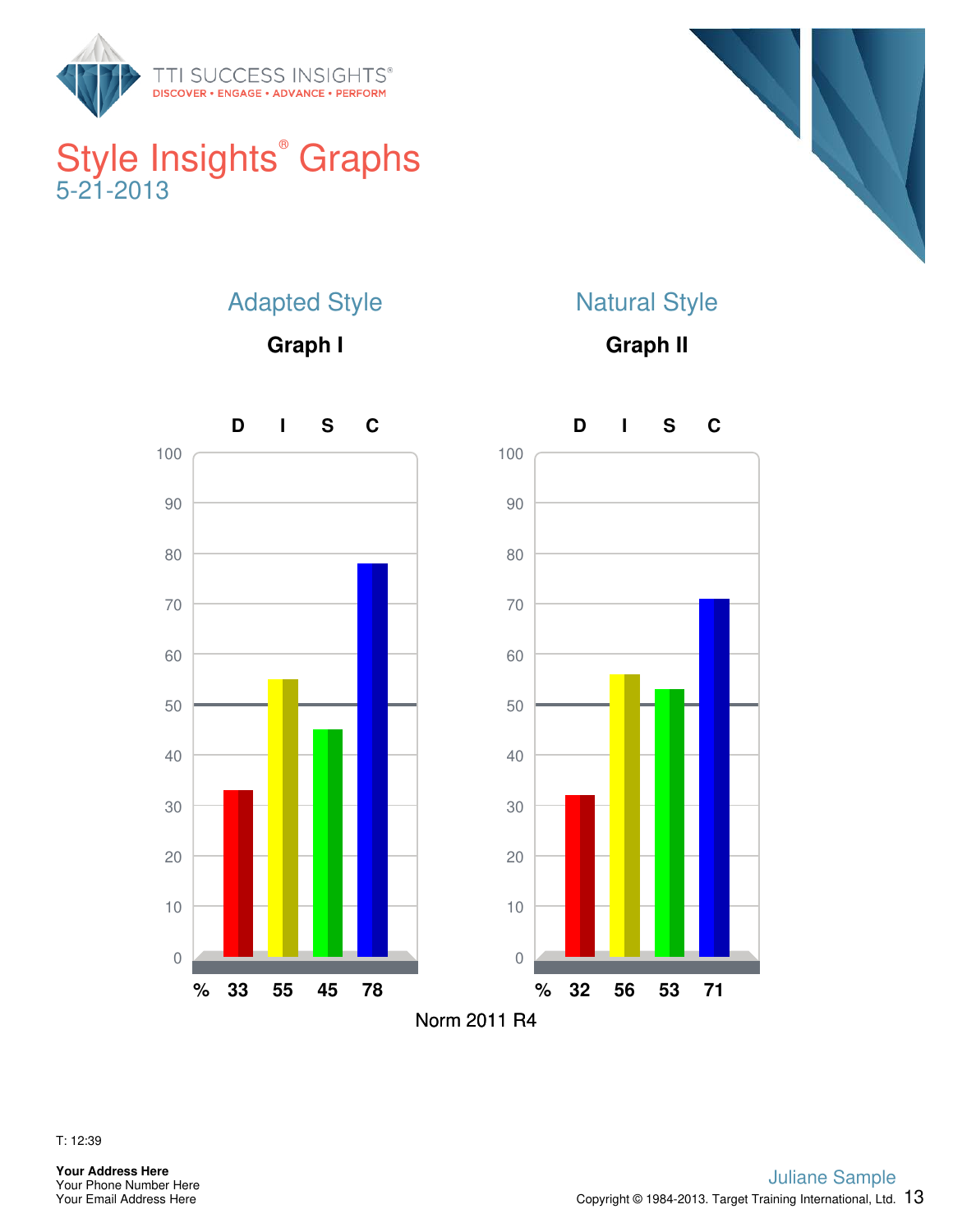# Style Insights® Graphs

5-21-2013

## Adapted Style

### Graph I

| | D | I | S | C |
|---|---|---|---|---|
| % | 33 | 55 | 45 | 78 |

## Natural Style

### Graph II

| | D | I | S | C |
|---|---|---|---|---|
| % | 32 | 56 | 53 | 71 |

Norm 2011 R4

T: 12:39

**Your Address Here**
Your Phone Number Here
Your Email Address Here

Juliane Sample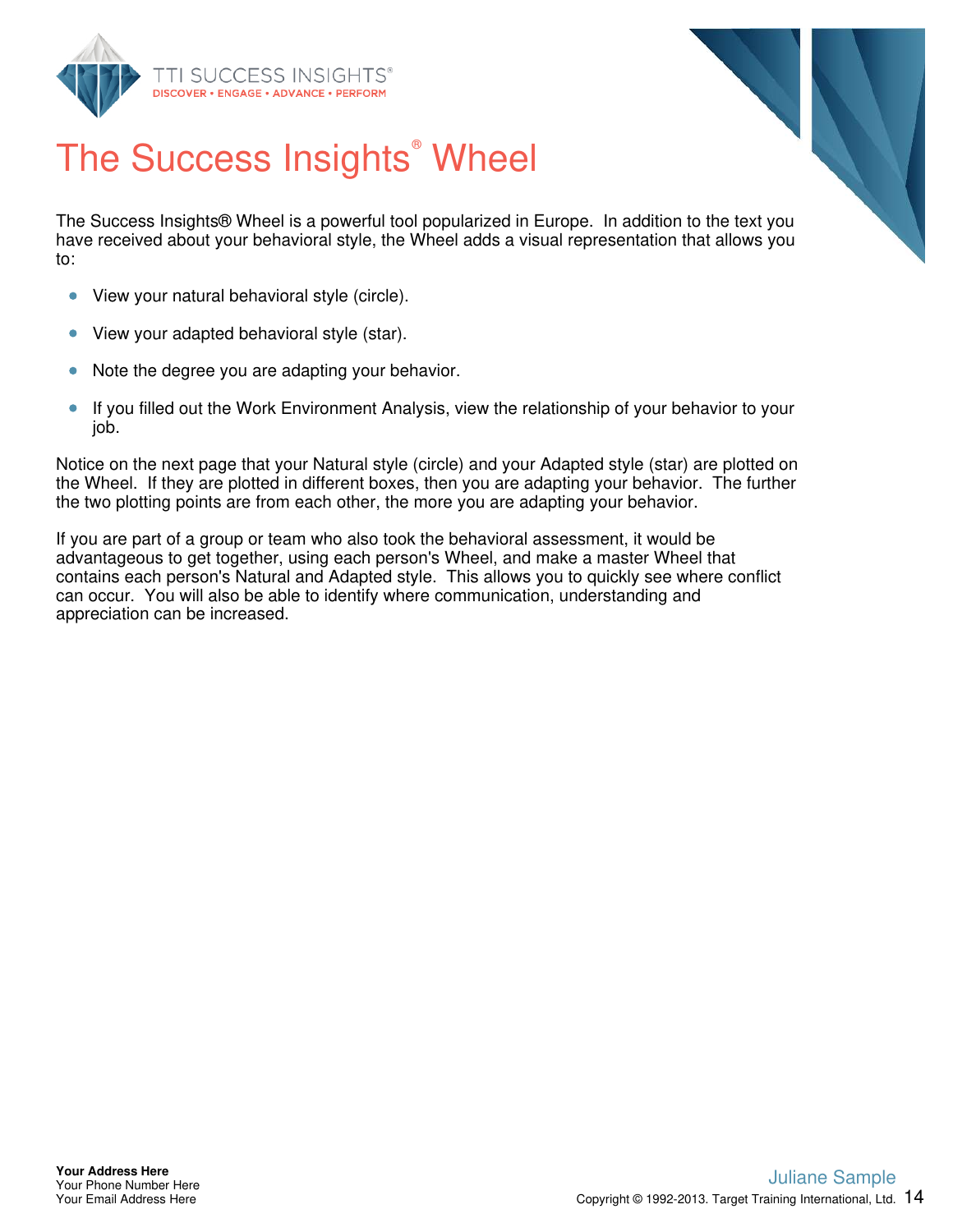# The Success Insights® Wheel

The Success Insights® Wheel is a powerful tool popularized in Europe. In addition to the text you have received about your behavioral style, the Wheel adds a visual representation that allows you to:

- View your natural behavioral style (circle).
- View your adapted behavioral style (star).
- Note the degree you are adapting your behavior.
- If you filled out the Work Environment Analysis, view the relationship of your behavior to your job.

Notice on the next page that your Natural style (circle) and your Adapted style (star) are plotted on the Wheel. If they are plotted in different boxes, then you are adapting your behavior. The further the two plotting points are from each other, the more you are adapting your behavior.

If you are part of a group or team who also took the behavioral assessment, it would be advantageous to get together, using each person's Wheel, and make a master Wheel that contains each person's Natural and Adapted style. This allows you to quickly see where conflict can occur. You will also be able to identify where communication, understanding and appreciation can be increased.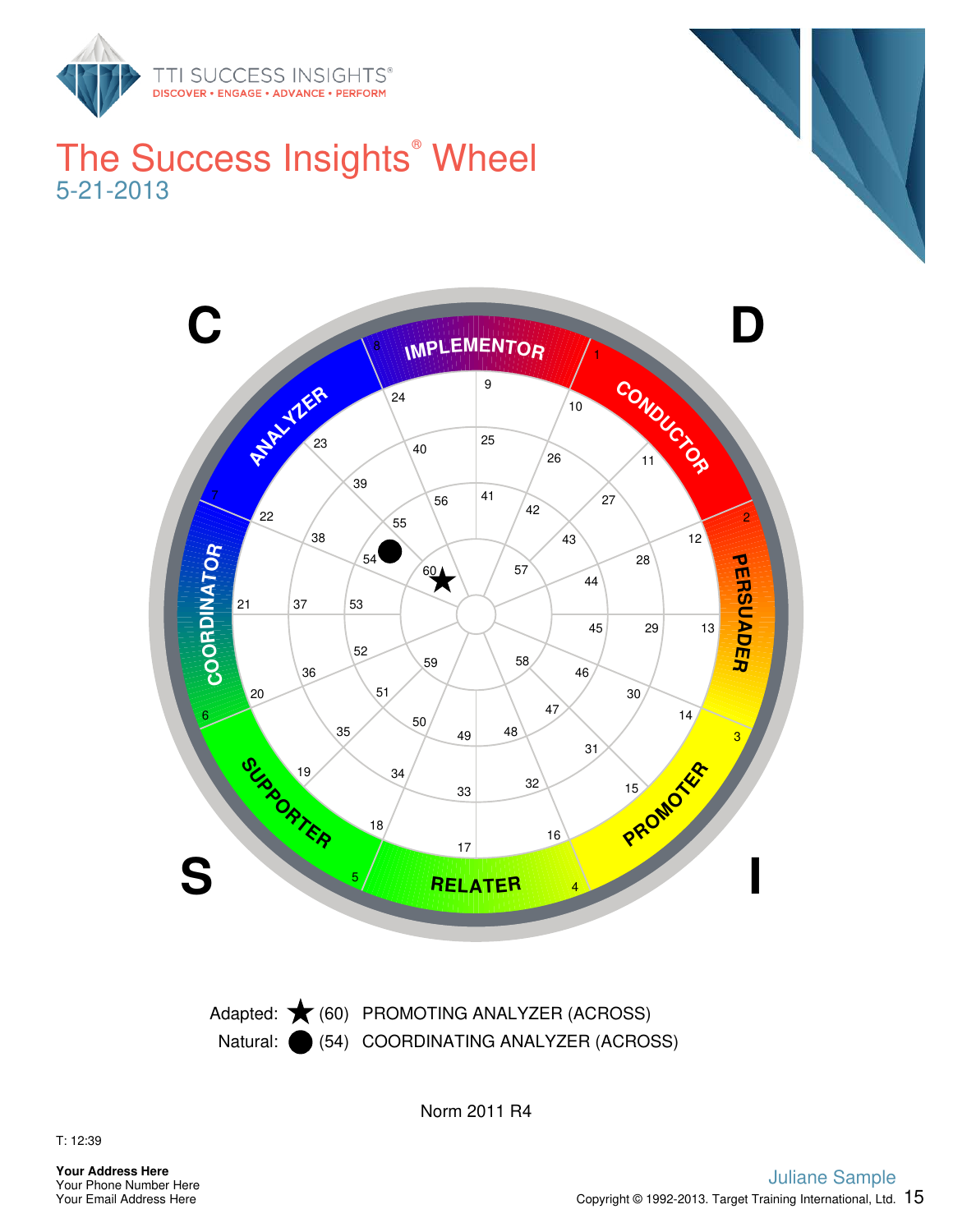# The Success Insights® Wheel

5-21-2013

C

D

S

I

IMPLEMENTOR

CONDUCTOR

PERSUADER

PROMOTER

RELATER

SUPPORTER

COORDINATOR

ANALYZER

Adapted: ★ (60) PROMOTING ANALYZER (ACROSS)

Natural: ● (54) COORDINATING ANALYZER (ACROSS)

Norm 2011 R4

T: 12:39

**Your Address Here**
Your Phone Number Here
Your Email Address Here

Juliane Sample